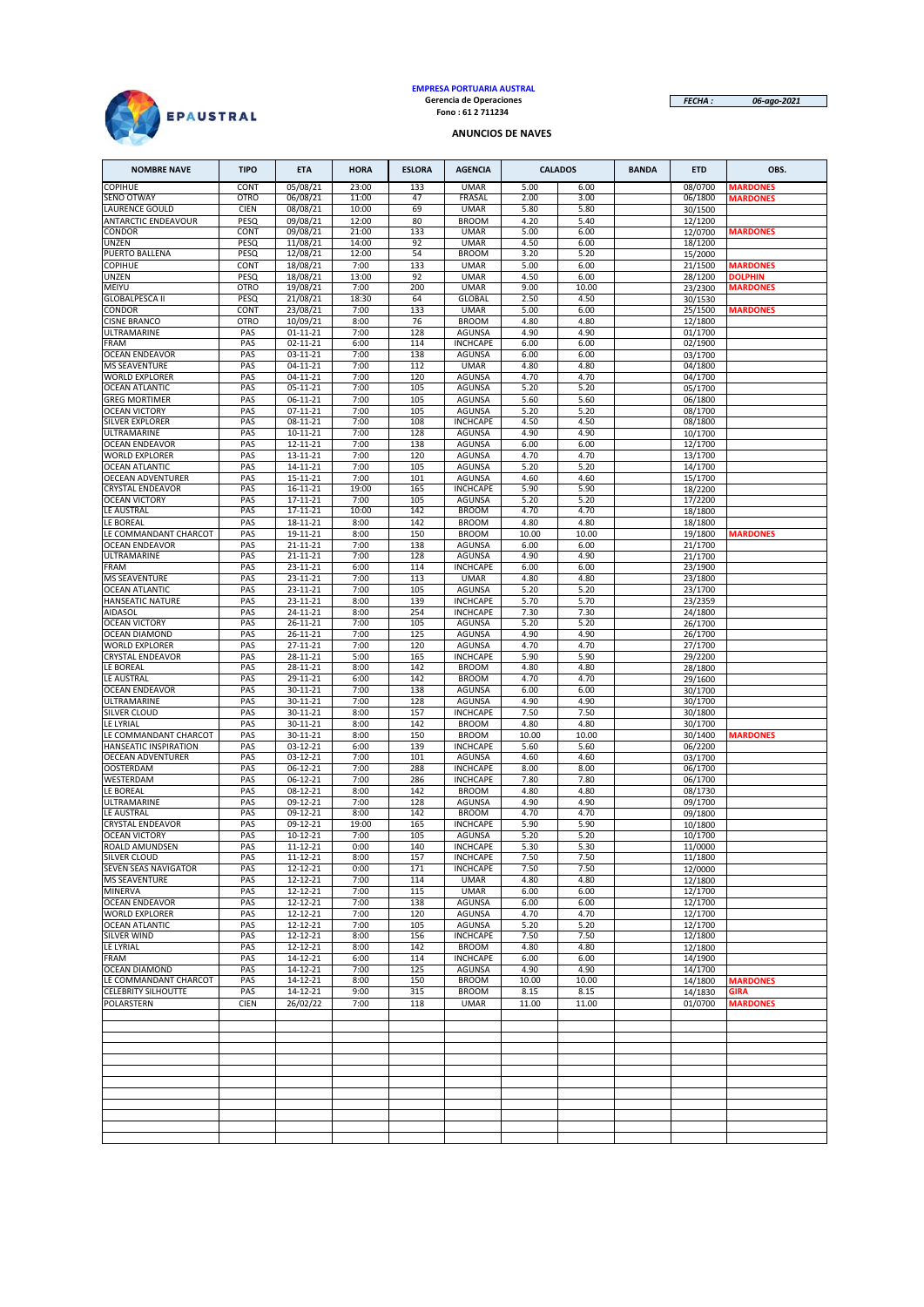**EMPRESA PORTUARIA AUSTRAL**
**Gerencia de Operaciones**
**Fono : 61 2 711234**

*FECHA :* *06-ago-2021*

## ANUNCIOS DE NAVES

| NOMBRE NAVE | TIPO | ETA | HORA | ESLORA | AGENCIA | CALADOS | | BANDA | ETD | OBS. |
|---|---|---|---|---|---|---|---|---|---|---|
| COPIHUE | CONT | 05/08/21 | 23:00 | 133 | UMAR | 5.00 | 6.00 | | 08/0700 | MARDONES |
| SENO OTWAY | OTRO | 06/08/21 | 11:00 | 47 | FRASAL | 2.00 | 3.00 | | 06/1800 | MARDONES |
| LAURENCE GOULD | CIEN | 08/08/21 | 10:00 | 69 | UMAR | 5.80 | 5.80 | | 30/1500 | |
| ANTARCTIC ENDEAVOUR | PESQ | 09/08/21 | 12:00 | 80 | BROOM | 4.20 | 5.40 | | 12/1200 | |
| CONDOR | CONT | 09/08/21 | 21:00 | 133 | UMAR | 5.00 | 6.00 | | 12/0700 | MARDONES |
| UNZEN | PESQ | 11/08/21 | 14:00 | 92 | UMAR | 4.50 | 6.00 | | 18/1200 | |
| PUERTO BALLENA | PESQ | 12/08/21 | 12:00 | 54 | BROOM | 3.20 | 5.20 | | 15/2000 | |
| COPIHUE | CONT | 18/08/21 | 7:00 | 133 | UMAR | 5.00 | 6.00 | | 21/1500 | MARDONES |
| UNZEN | PESQ | 18/08/21 | 13:00 | 92 | UMAR | 4.50 | 6.00 | | 28/1200 | DOLPHIN |
| MEIYU | OTRO | 19/08/21 | 7:00 | 200 | UMAR | 9.00 | 10.00 | | 23/2300 | MARDONES |
| GLOBALPESCA II | PESQ | 21/08/21 | 18:30 | 64 | GLOBAL | 2.50 | 4.50 | | 30/1530 | |
| CONDOR | CONT | 23/08/21 | 7:00 | 133 | UMAR | 5.00 | 6.00 | | 25/1500 | MARDONES |
| CISNE BRANCO | OTRO | 10/09/21 | 8:00 | 76 | BROOM | 4.80 | 4.80 | | 12/1800 | |
| ULTRAMARINE | PAS | 01-11-21 | 7:00 | 128 | AGUNSA | 4.90 | 4.90 | | 01/1700 | |
| FRAM | PAS | 02-11-21 | 6:00 | 114 | INCHCAPE | 6.00 | 6.00 | | 02/1900 | |
| OCEAN ENDEAVOR | PAS | 03-11-21 | 7:00 | 138 | AGUNSA | 6.00 | 6.00 | | 03/1700 | |
| MS SEAVENTURE | PAS | 04-11-21 | 7:00 | 112 | UMAR | 4.80 | 4.80 | | 04/1800 | |
| WORLD EXPLORER | PAS | 04-11-21 | 7:00 | 120 | AGUNSA | 4.70 | 4.70 | | 04/1700 | |
| OCEAN ATLANTIC | PAS | 05-11-21 | 7:00 | 105 | AGUNSA | 5.20 | 5.20 | | 05/1700 | |
| GREG MORTIMER | PAS | 06-11-21 | 7:00 | 105 | AGUNSA | 5.60 | 5.60 | | 06/1800 | |
| OCEAN VICTORY | PAS | 07-11-21 | 7:00 | 105 | AGUNSA | 5.20 | 5.20 | | 08/1700 | |
| SILVER EXPLORER | PAS | 08-11-21 | 7:00 | 108 | INCHCAPE | 4.50 | 4.50 | | 08/1800 | |
| ULTRAMARINE | PAS | 10-11-21 | 7:00 | 128 | AGUNSA | 4.90 | 4.90 | | 10/1700 | |
| OCEAN ENDEAVOR | PAS | 12-11-21 | 7:00 | 138 | AGUNSA | 6.00 | 6.00 | | 12/1700 | |
| WORLD EXPLORER | PAS | 13-11-21 | 7:00 | 120 | AGUNSA | 4.70 | 4.70 | | 13/1700 | |
| OCEAN ATLANTIC | PAS | 14-11-21 | 7:00 | 105 | AGUNSA | 5.20 | 5.20 | | 14/1700 | |
| OECEAN ADVENTURER | PAS | 15-11-21 | 7:00 | 101 | AGUNSA | 4.60 | 4.60 | | 15/1700 | |
| CRYSTAL ENDEAVOR | PAS | 16-11-21 | 19:00 | 165 | INCHCAPE | 5.90 | 5.90 | | 18/2200 | |
| OCEAN VICTORY | PAS | 17-11-21 | 7:00 | 105 | AGUNSA | 5.20 | 5.20 | | 17/2200 | |
| LE AUSTRAL | PAS | 17-11-21 | 10:00 | 142 | BROOM | 4.70 | 4.70 | | 18/1800 | |
| LE BOREAL | PAS | 18-11-21 | 8:00 | 142 | BROOM | 4.80 | 4.80 | | 18/1800 | |
| LE COMMANDANT CHARCOT | PAS | 19-11-21 | 8:00 | 150 | BROOM | 10.00 | 10.00 | | 19/1800 | MARDONES |
| OCEAN ENDEAVOR | PAS | 21-11-21 | 7:00 | 138 | AGUNSA | 6.00 | 6.00 | | 21/1700 | |
| ULTRAMARINE | PAS | 21-11-21 | 7:00 | 128 | AGUNSA | 4.90 | 4.90 | | 21/1700 | |
| FRAM | PAS | 23-11-21 | 6:00 | 114 | INCHCAPE | 6.00 | 6.00 | | 23/1900 | |
| MS SEAVENTURE | PAS | 23-11-21 | 7:00 | 113 | UMAR | 4.80 | 4.80 | | 23/1800 | |
| OCEAN ATLANTIC | PAS | 23-11-21 | 7:00 | 105 | AGUNSA | 5.20 | 5.20 | | 23/1700 | |
| HANSEATIC NATURE | PAS | 23-11-21 | 8:00 | 139 | INCHCAPE | 5.70 | 5.70 | | 23/2359 | |
| AIDASOL | PAS | 24-11-21 | 8:00 | 254 | INCHCAPE | 7.30 | 7.30 | | 24/1800 | |
| OCEAN VICTORY | PAS | 26-11-21 | 7:00 | 105 | AGUNSA | 5.20 | 5.20 | | 26/1700 | |
| OCEAN DIAMOND | PAS | 26-11-21 | 7:00 | 125 | AGUNSA | 4.90 | 4.90 | | 26/1700 | |
| WORLD EXPLORER | PAS | 27-11-21 | 7:00 | 120 | AGUNSA | 4.70 | 4.70 | | 27/1700 | |
| CRYSTAL ENDEAVOR | PAS | 28-11-21 | 5:00 | 165 | INCHCAPE | 5.90 | 5.90 | | 29/2200 | |
| LE BOREAL | PAS | 28-11-21 | 8:00 | 142 | BROOM | 4.80 | 4.80 | | 28/1800 | |
| LE AUSTRAL | PAS | 29-11-21 | 6:00 | 142 | BROOM | 4.70 | 4.70 | | 29/1600 | |
| OCEAN ENDEAVOR | PAS | 30-11-21 | 7:00 | 138 | AGUNSA | 6.00 | 6.00 | | 30/1700 | |
| ULTRAMARINE | PAS | 30-11-21 | 7:00 | 128 | AGUNSA | 4.90 | 4.90 | | 30/1700 | |
| SILVER CLOUD | PAS | 30-11-21 | 8:00 | 157 | INCHCAPE | 7.50 | 7.50 | | 30/1800 | |
| LE LYRIAL | PAS | 30-11-21 | 8:00 | 142 | BROOM | 4.80 | 4.80 | | 30/1700 | |
| LE COMMANDANT CHARCOT | PAS | 30-11-21 | 8:00 | 150 | BROOM | 10.00 | 10.00 | | 30/1400 | MARDONES |
| HANSEATIC INSPIRATION | PAS | 03-12-21 | 6:00 | 139 | INCHCAPE | 5.60 | 5.60 | | 06/2200 | |
| OECEAN ADVENTURER | PAS | 03-12-21 | 7:00 | 101 | AGUNSA | 4.60 | 4.60 | | 03/1700 | |
| OOSTERDAM | PAS | 06-12-21 | 7:00 | 288 | INCHCAPE | 8.00 | 8.00 | | 06/1700 | |
| WESTERDAM | PAS | 06-12-21 | 7:00 | 286 | INCHCAPE | 7.80 | 7.80 | | 06/1700 | |
| LE BOREAL | PAS | 08-12-21 | 8:00 | 142 | BROOM | 4.80 | 4.80 | | 08/1730 | |
| ULTRAMARINE | PAS | 09-12-21 | 7:00 | 128 | AGUNSA | 4.90 | 4.90 | | 09/1700 | |
| LE AUSTRAL | PAS | 09-12-21 | 8:00 | 142 | BROOM | 4.70 | 4.70 | | 09/1800 | |
| CRYSTAL ENDEAVOR | PAS | 09-12-21 | 19:00 | 165 | INCHCAPE | 5.90 | 5.90 | | 10/1800 | |
| OCEAN VICTORY | PAS | 10-12-21 | 7:00 | 105 | AGUNSA | 5.20 | 5.20 | | 10/1700 | |
| ROALD AMUNDSEN | PAS | 11-12-21 | 0:00 | 140 | INCHCAPE | 5.30 | 5.30 | | 11/0000 | |
| SILVER CLOUD | PAS | 11-12-21 | 8:00 | 157 | INCHCAPE | 7.50 | 7.50 | | 11/1800 | |
| SEVEN SEAS NAVIGATOR | PAS | 12-12-21 | 0:00 | 171 | INCHCAPE | 7.50 | 7.50 | | 12/0000 | |
| MS SEAVENTURE | PAS | 12-12-21 | 7:00 | 114 | UMAR | 4.80 | 4.80 | | 12/1800 | |
| MINERVA | PAS | 12-12-21 | 7:00 | 115 | UMAR | 6.00 | 6.00 | | 12/1700 | |
| OCEAN ENDEAVOR | PAS | 12-12-21 | 7:00 | 138 | AGUNSA | 6.00 | 6.00 | | 12/1700 | |
| WORLD EXPLORER | PAS | 12-12-21 | 7:00 | 120 | AGUNSA | 4.70 | 4.70 | | 12/1700 | |
| OCEAN ATLANTIC | PAS | 12-12-21 | 7:00 | 105 | AGUNSA | 5.20 | 5.20 | | 12/1700 | |
| SILVER WIND | PAS | 12-12-21 | 8:00 | 156 | INCHCAPE | 7.50 | 7.50 | | 12/1800 | |
| LE LYRIAL | PAS | 12-12-21 | 8:00 | 142 | BROOM | 4.80 | 4.80 | | 12/1800 | |
| FRAM | PAS | 14-12-21 | 6:00 | 114 | INCHCAPE | 6.00 | 6.00 | | 14/1900 | |
| OCEAN DIAMOND | PAS | 14-12-21 | 7:00 | 125 | AGUNSA | 4.90 | 4.90 | | 14/1700 | |
| LE COMMANDANT CHARCOT | PAS | 14-12-21 | 8:00 | 150 | BROOM | 10.00 | 10.00 | | 14/1800 | MARDONES |
| CELEBRITY SILHOUTTE | PAS | 14-12-21 | 9:00 | 315 | BROOM | 8.15 | 8.15 | | 14/1830 | GIRA |
| POLARSTERN | CIEN | 26/02/22 | 7:00 | 118 | UMAR | 11.00 | 11.00 | | 01/0700 | MARDONES |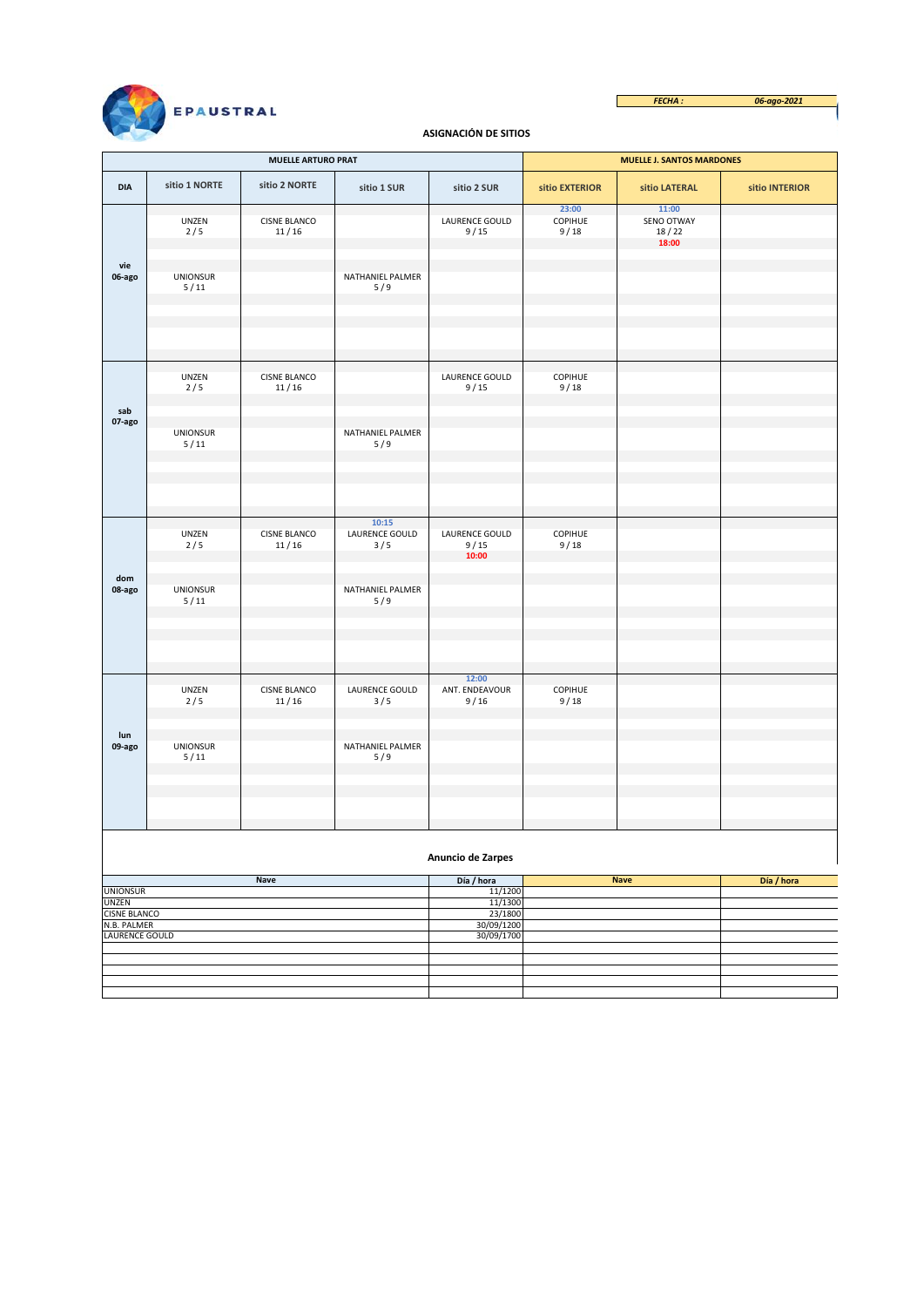EPAUSTRAL

*FECHA :* *06-ago-2021*

## ASIGNACIÓN DE SITIOS

| DIA | MUELLE ARTURO PRAT | | | | MUELLE J. SANTOS MARDONES | | |
|---|---|---|---|---|---|---|---|
| | sitio 1 NORTE | sitio 2 NORTE | sitio 1 SUR | sitio 2 SUR | sitio EXTERIOR | sitio LATERAL | sitio INTERIOR |
| **vie 06-ago** | UNZEN 2 / 5 | CISNE BLANCO 11 / 16 | | LAURENCE GOULD 9 / 15 | 23:00 COPIHUE 9 / 18 | 11:00 SENO OTWAY 18 / 22 18:00 | |
| | UNIONSUR 5 / 11 | | NATHANIEL PALMER 5 / 9 | | | | |
| **sab 07-ago** | UNZEN 2 / 5 | CISNE BLANCO 11 / 16 | | LAURENCE GOULD 9 / 15 | COPIHUE 9 / 18 | | |
| | UNIONSUR 5 / 11 | | NATHANIEL PALMER 5 / 9 | | | | |
| **dom 08-ago** | UNZEN 2 / 5 | CISNE BLANCO 11 / 16 | 10:15 LAURENCE GOULD 3 / 5 | LAURENCE GOULD 9 / 15 10:00 | COPIHUE 9 / 18 | | |
| | UNIONSUR 5 / 11 | | NATHANIEL PALMER 5 / 9 | | | | |
| **lun 09-ago** | UNZEN 2 / 5 | CISNE BLANCO 11 / 16 | LAURENCE GOULD 3 / 5 | 12:00 ANT. ENDEAVOUR 9 / 16 | COPIHUE 9 / 18 | | |
| | UNIONSUR 5 / 11 | | NATHANIEL PALMER 5 / 9 | | | | |

### Anuncio de Zarpes

| Nave | Día / hora | Nave | Día / hora |
|---|---|---|---|
| UNIONSUR | 11/1200 | | |
| UNZEN | 11/1300 | | |
| CISNE BLANCO | 23/1800 | | |
| N.B. PALMER | 30/09/1200 | | |
| LAURENCE GOULD | 30/09/1700 | | |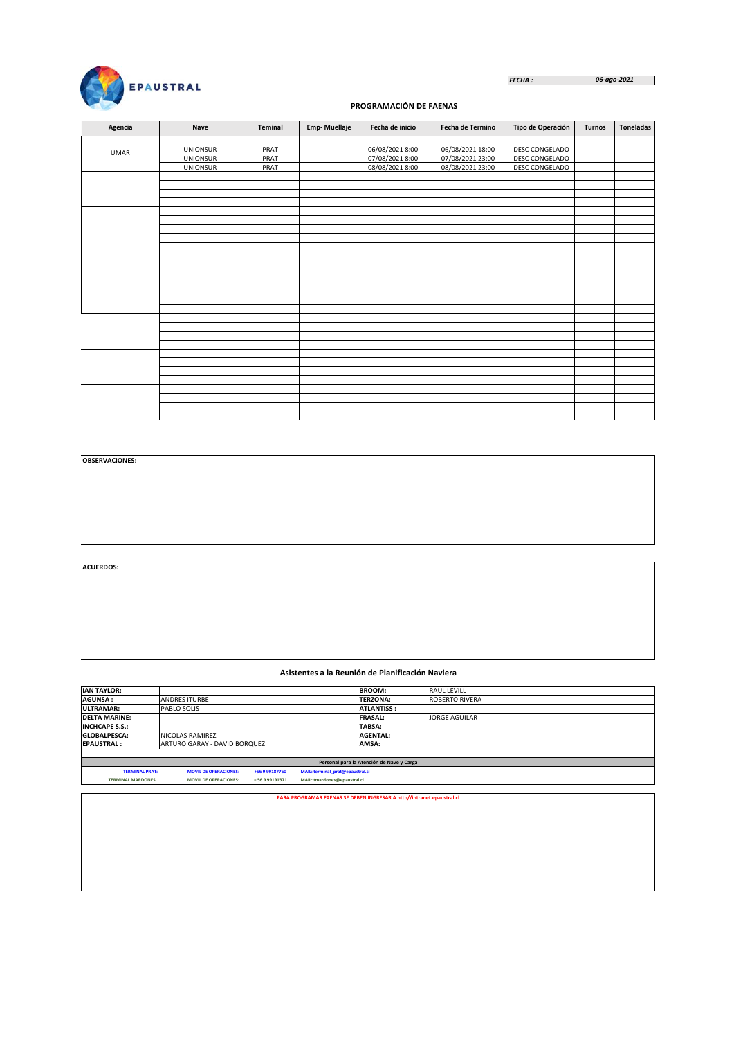EPAUSTRAL

*FECHA :* *06-ago-2021*

**PROGRAMACIÓN DE FAENAS**

| Agencia | Nave | Teminal | Emp- Muellaje | Fecha de inicio | Fecha de Termino | Tipo de Operación | Turnos | Toneladas |
|---|---|---|---|---|---|---|---|---|
| UMAR | UNIONSUR | PRAT | | 06/08/2021 8:00 | 06/08/2021 18:00 | DESC CONGELADO | | |
| | UNIONSUR | PRAT | | 07/08/2021 8:00 | 07/08/2021 23:00 | DESC CONGELADO | | |
| | UNIONSUR | PRAT | | 08/08/2021 8:00 | 08/08/2021 23:00 | DESC CONGELADO | | |

**OBSERVACIONES:**

**ACUERDOS:**

**Asistentes a la Reunión de Planificación Naviera**

| | | | |
|---|---|---|---|
| **IAN TAYLOR:** | | **BROOM:** | RAUL LEVILL |
| **AGUNSA :** | ANDRES ITURBE | **TERZONA:** | ROBERTO RIVERA |
| **ULTRAMAR:** | PABLO SOLIS | **ATLANTISS :** | |
| **DELTA MARINE:** | | **FRASAL:** | JORGE AGUILAR |
| **INCHCAPE S.S.:** | | **TABSA:** | |
| **GLOBALPESCA:** | NICOLAS RAMIREZ | **AGENTAL:** | |
| **EPAUSTRAL :** | ARTURO GARAY - DAVID BORQUEZ | **AMSA:** | |

**Personal para la Atención de Nave y Carga**

| | | | |
|---|---|---|---|
| **TERMINAL PRAT:** | **MOVIL DE OPERACIONES:** | +56 9 99187760 | MAIL: terminal_prat@epaustral.cl |
| **TERMINAL MARDONES:** | **MOVIL DE OPERACIONES:** | + 56 9 99191371 | MAIL: tmardones@epaustral.cl |

**PARA PROGRAMAR FAENAS SE DEBEN INGRESAR A http//intranet.epaustral.cl**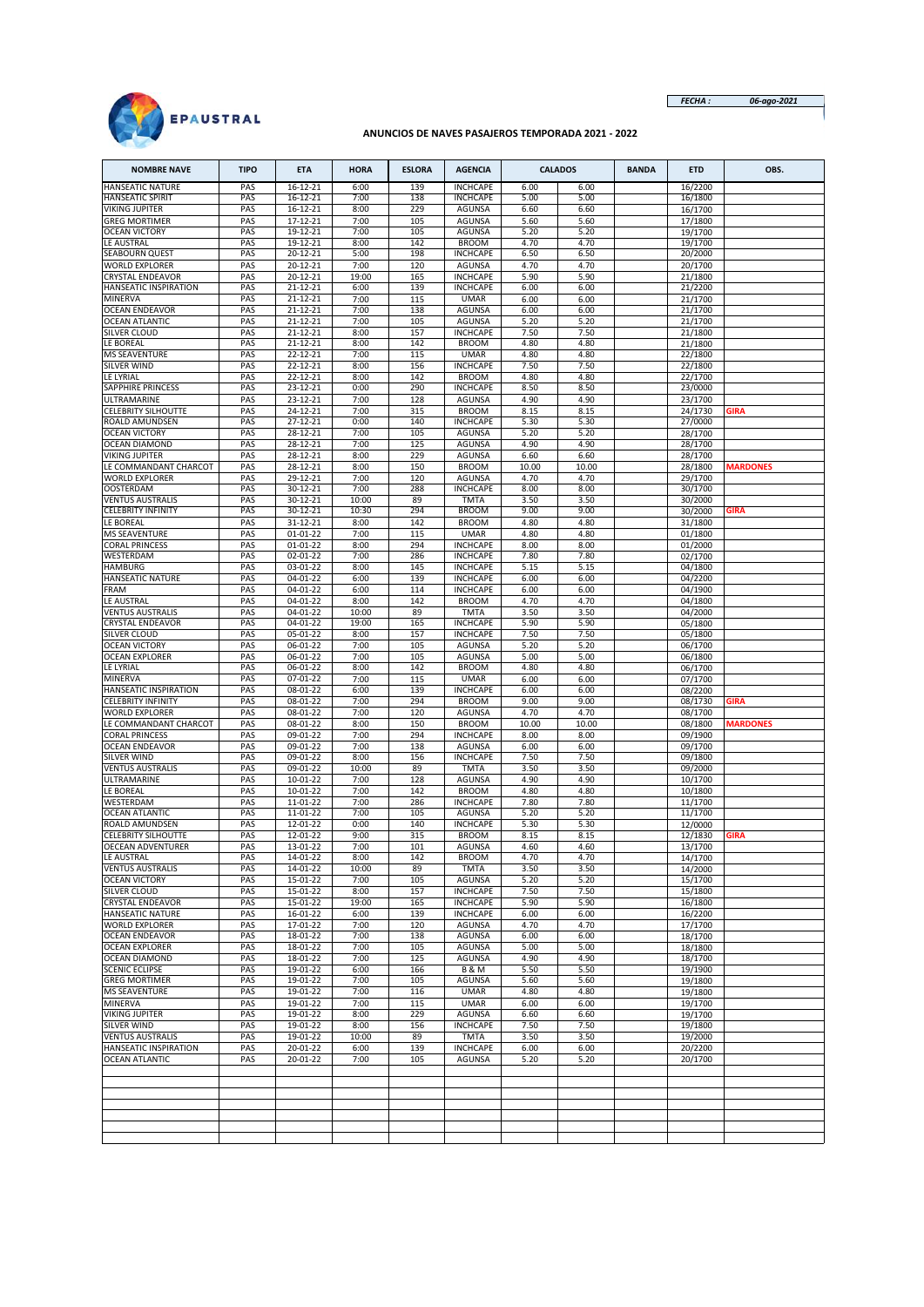*FECHA :* *06-ago-2021*

EPAUSTRAL

**ANUNCIOS DE NAVES PASAJEROS TEMPORADA 2021 - 2022**

| NOMBRE NAVE | TIPO | ETA | HORA | ESLORA | AGENCIA | CALADOS | | BANDA | ETD | OBS. |
|---|---|---|---|---|---|---|---|---|---|---|
| HANSEATIC NATURE | PAS | 16-12-21 | 6:00 | 139 | INCHCAPE | 6.00 | 6.00 | | 16/2200 | |
| HANSEATIC SPIRIT | PAS | 16-12-21 | 7:00 | 138 | INCHCAPE | 5.00 | 5.00 | | 16/1800 | |
| VIKING JUPITER | PAS | 16-12-21 | 8:00 | 229 | AGUNSA | 6.60 | 6.60 | | 16/1700 | |
| GREG MORTIMER | PAS | 17-12-21 | 7:00 | 105 | AGUNSA | 5.60 | 5.60 | | 17/1800 | |
| OCEAN VICTORY | PAS | 19-12-21 | 7:00 | 105 | AGUNSA | 5.20 | 5.20 | | 19/1700 | |
| LE AUSTRAL | PAS | 19-12-21 | 8:00 | 142 | BROOM | 4.70 | 4.70 | | 19/1700 | |
| SEABOURN QUEST | PAS | 20-12-21 | 5:00 | 198 | INCHCAPE | 6.50 | 6.50 | | 20/2000 | |
| WORLD EXPLORER | PAS | 20-12-21 | 7:00 | 120 | AGUNSA | 4.70 | 4.70 | | 20/1700 | |
| CRYSTAL ENDEAVOR | PAS | 20-12-21 | 19:00 | 165 | INCHCAPE | 5.90 | 5.90 | | 21/1800 | |
| HANSEATIC INSPIRATION | PAS | 21-12-21 | 6:00 | 139 | INCHCAPE | 6.00 | 6.00 | | 21/2200 | |
| MINERVA | PAS | 21-12-21 | 7:00 | 115 | UMAR | 6.00 | 6.00 | | 21/1700 | |
| OCEAN ENDEAVOR | PAS | 21-12-21 | 7:00 | 138 | AGUNSA | 6.00 | 6.00 | | 21/1700 | |
| OCEAN ATLANTIC | PAS | 21-12-21 | 7:00 | 105 | AGUNSA | 5.20 | 5.20 | | 21/1700 | |
| SILVER CLOUD | PAS | 21-12-21 | 8:00 | 157 | INCHCAPE | 7.50 | 7.50 | | 21/1800 | |
| LE BOREAL | PAS | 21-12-21 | 8:00 | 142 | BROOM | 4.80 | 4.80 | | 21/1800 | |
| MS SEAVENTURE | PAS | 22-12-21 | 7:00 | 115 | UMAR | 4.80 | 4.80 | | 22/1800 | |
| SILVER WIND | PAS | 22-12-21 | 8:00 | 156 | INCHCAPE | 7.50 | 7.50 | | 22/1800 | |
| LE LYRIAL | PAS | 22-12-21 | 8:00 | 142 | BROOM | 4.80 | 4.80 | | 22/1700 | |
| SAPPHIRE PRINCESS | PAS | 23-12-21 | 0:00 | 290 | INCHCAPE | 8.50 | 8.50 | | 23/0000 | |
| ULTRAMARINE | PAS | 23-12-21 | 7:00 | 128 | AGUNSA | 4.90 | 4.90 | | 23/1700 | |
| CELEBRITY SILHOUTTE | PAS | 24-12-21 | 7:00 | 315 | BROOM | 8.15 | 8.15 | | 24/1730 | GIRA |
| ROALD AMUNDSEN | PAS | 27-12-21 | 0:00 | 140 | INCHCAPE | 5.30 | 5.30 | | 27/0000 | |
| OCEAN VICTORY | PAS | 28-12-21 | 7:00 | 105 | AGUNSA | 5.20 | 5.20 | | 28/1700 | |
| OCEAN DIAMOND | PAS | 28-12-21 | 7:00 | 125 | AGUNSA | 4.90 | 4.90 | | 28/1700 | |
| VIKING JUPITER | PAS | 28-12-21 | 8:00 | 229 | AGUNSA | 6.60 | 6.60 | | 28/1700 | |
| LE COMMANDANT CHARCOT | PAS | 28-12-21 | 8:00 | 150 | BROOM | 10.00 | 10.00 | | 28/1800 | MARDONES |
| WORLD EXPLORER | PAS | 29-12-21 | 7:00 | 120 | AGUNSA | 4.70 | 4.70 | | 29/1700 | |
| OOSTERDAM | PAS | 30-12-21 | 7:00 | 288 | INCHCAPE | 8.00 | 8.00 | | 30/1700 | |
| VENTUS AUSTRALIS | PAS | 30-12-21 | 10:00 | 89 | TMTA | 3.50 | 3.50 | | 30/2000 | |
| CELEBRITY INFINITY | PAS | 30-12-21 | 10:30 | 294 | BROOM | 9.00 | 9.00 | | 30/2000 | GIRA |
| LE BOREAL | PAS | 31-12-21 | 8:00 | 142 | BROOM | 4.80 | 4.80 | | 31/1800 | |
| MS SEAVENTURE | PAS | 01-01-22 | 7:00 | 115 | UMAR | 4.80 | 4.80 | | 01/1800 | |
| CORAL PRINCESS | PAS | 01-01-22 | 8:00 | 294 | INCHCAPE | 8.00 | 8.00 | | 01/2000 | |
| WESTERDAM | PAS | 02-01-22 | 7:00 | 286 | INCHCAPE | 7.80 | 7.80 | | 02/1700 | |
| HAMBURG | PAS | 03-01-22 | 8:00 | 145 | INCHCAPE | 5.15 | 5.15 | | 04/1800 | |
| HANSEATIC NATURE | PAS | 04-01-22 | 6:00 | 139 | INCHCAPE | 6.00 | 6.00 | | 04/2200 | |
| FRAM | PAS | 04-01-22 | 6:00 | 114 | INCHCAPE | 6.00 | 6.00 | | 04/1900 | |
| LE AUSTRAL | PAS | 04-01-22 | 8:00 | 142 | BROOM | 4.70 | 4.70 | | 04/1800 | |
| VENTUS AUSTRALIS | PAS | 04-01-22 | 10:00 | 89 | TMTA | 3.50 | 3.50 | | 04/2000 | |
| CRYSTAL ENDEAVOR | PAS | 04-01-22 | 19:00 | 165 | INCHCAPE | 5.90 | 5.90 | | 05/1800 | |
| SILVER CLOUD | PAS | 05-01-22 | 8:00 | 157 | INCHCAPE | 7.50 | 7.50 | | 05/1800 | |
| OCEAN VICTORY | PAS | 06-01-22 | 7:00 | 105 | AGUNSA | 5.20 | 5.20 | | 06/1700 | |
| OCEAN EXPLORER | PAS | 06-01-22 | 7:00 | 105 | AGUNSA | 5.00 | 5.00 | | 06/1800 | |
| LE LYRIAL | PAS | 06-01-22 | 8:00 | 142 | BROOM | 4.80 | 4.80 | | 06/1700 | |
| MINERVA | PAS | 07-01-22 | 7:00 | 115 | UMAR | 6.00 | 6.00 | | 07/1700 | |
| HANSEATIC INSPIRATION | PAS | 08-01-22 | 6:00 | 139 | INCHCAPE | 6.00 | 6.00 | | 08/2200 | |
| CELEBRITY INFINITY | PAS | 08-01-22 | 7:00 | 294 | BROOM | 9.00 | 9.00 | | 08/1730 | GIRA |
| WORLD EXPLORER | PAS | 08-01-22 | 7:00 | 120 | AGUNSA | 4.70 | 4.70 | | 08/1700 | |
| LE COMMANDANT CHARCOT | PAS | 08-01-22 | 8:00 | 150 | BROOM | 10.00 | 10.00 | | 08/1800 | MARDONES |
| CORAL PRINCESS | PAS | 09-01-22 | 7:00 | 294 | INCHCAPE | 8.00 | 8.00 | | 09/1900 | |
| OCEAN ENDEAVOR | PAS | 09-01-22 | 7:00 | 138 | AGUNSA | 6.00 | 6.00 | | 09/1700 | |
| SILVER WIND | PAS | 09-01-22 | 8:00 | 156 | INCHCAPE | 7.50 | 7.50 | | 09/1800 | |
| VENTUS AUSTRALIS | PAS | 09-01-22 | 10:00 | 89 | TMTA | 3.50 | 3.50 | | 09/2000 | |
| ULTRAMARINE | PAS | 10-01-22 | 7:00 | 128 | AGUNSA | 4.90 | 4.90 | | 10/1700 | |
| LE BOREAL | PAS | 10-01-22 | 7:00 | 142 | BROOM | 4.80 | 4.80 | | 10/1800 | |
| WESTERDAM | PAS | 11-01-22 | 7:00 | 286 | INCHCAPE | 7.80 | 7.80 | | 11/1700 | |
| OCEAN ATLANTIC | PAS | 11-01-22 | 7:00 | 105 | AGUNSA | 5.20 | 5.20 | | 11/1700 | |
| ROALD AMUNDSEN | PAS | 12-01-22 | 0:00 | 140 | INCHCAPE | 5.30 | 5.30 | | 12/0000 | |
| CELEBRITY SILHOUTTE | PAS | 12-01-22 | 9:00 | 315 | BROOM | 8.15 | 8.15 | | 12/1830 | GIRA |
| OECEAN ADVENTURER | PAS | 13-01-22 | 7:00 | 101 | AGUNSA | 4.60 | 4.60 | | 13/1700 | |
| LE AUSTRAL | PAS | 14-01-22 | 8:00 | 142 | BROOM | 4.70 | 4.70 | | 14/1700 | |
| VENTUS AUSTRALIS | PAS | 14-01-22 | 10:00 | 89 | TMTA | 3.50 | 3.50 | | 14/2000 | |
| OCEAN VICTORY | PAS | 15-01-22 | 7:00 | 105 | AGUNSA | 5.20 | 5.20 | | 15/1700 | |
| SILVER CLOUD | PAS | 15-01-22 | 8:00 | 157 | INCHCAPE | 7.50 | 7.50 | | 15/1800 | |
| CRYSTAL ENDEAVOR | PAS | 15-01-22 | 19:00 | 165 | INCHCAPE | 5.90 | 5.90 | | 16/1800 | |
| HANSEATIC NATURE | PAS | 16-01-22 | 6:00 | 139 | INCHCAPE | 6.00 | 6.00 | | 16/2200 | |
| WORLD EXPLORER | PAS | 17-01-22 | 7:00 | 120 | AGUNSA | 4.70 | 4.70 | | 17/1700 | |
| OCEAN ENDEAVOR | PAS | 18-01-22 | 7:00 | 138 | AGUNSA | 6.00 | 6.00 | | 18/1700 | |
| OCEAN EXPLORER | PAS | 18-01-22 | 7:00 | 105 | AGUNSA | 5.00 | 5.00 | | 18/1800 | |
| OCEAN DIAMOND | PAS | 18-01-22 | 7:00 | 125 | AGUNSA | 4.90 | 4.90 | | 18/1700 | |
| SCENIC ECLIPSE | PAS | 19-01-22 | 6:00 | 166 | B & M | 5.50 | 5.50 | | 19/1900 | |
| GREG MORTIMER | PAS | 19-01-22 | 7:00 | 105 | AGUNSA | 5.60 | 5.60 | | 19/1800 | |
| MS SEAVENTURE | PAS | 19-01-22 | 7:00 | 116 | UMAR | 4.80 | 4.80 | | 19/1800 | |
| MINERVA | PAS | 19-01-22 | 7:00 | 115 | UMAR | 6.00 | 6.00 | | 19/1700 | |
| VIKING JUPITER | PAS | 19-01-22 | 8:00 | 229 | AGUNSA | 6.60 | 6.60 | | 19/1700 | |
| SILVER WIND | PAS | 19-01-22 | 8:00 | 156 | INCHCAPE | 7.50 | 7.50 | | 19/1800 | |
| VENTUS AUSTRALIS | PAS | 19-01-22 | 10:00 | 89 | TMTA | 3.50 | 3.50 | | 19/2000 | |
| HANSEATIC INSPIRATION | PAS | 20-01-22 | 6:00 | 139 | INCHCAPE | 6.00 | 6.00 | | 20/2200 | |
| OCEAN ATLANTIC | PAS | 20-01-22 | 7:00 | 105 | AGUNSA | 5.20 | 5.20 | | 20/1700 | |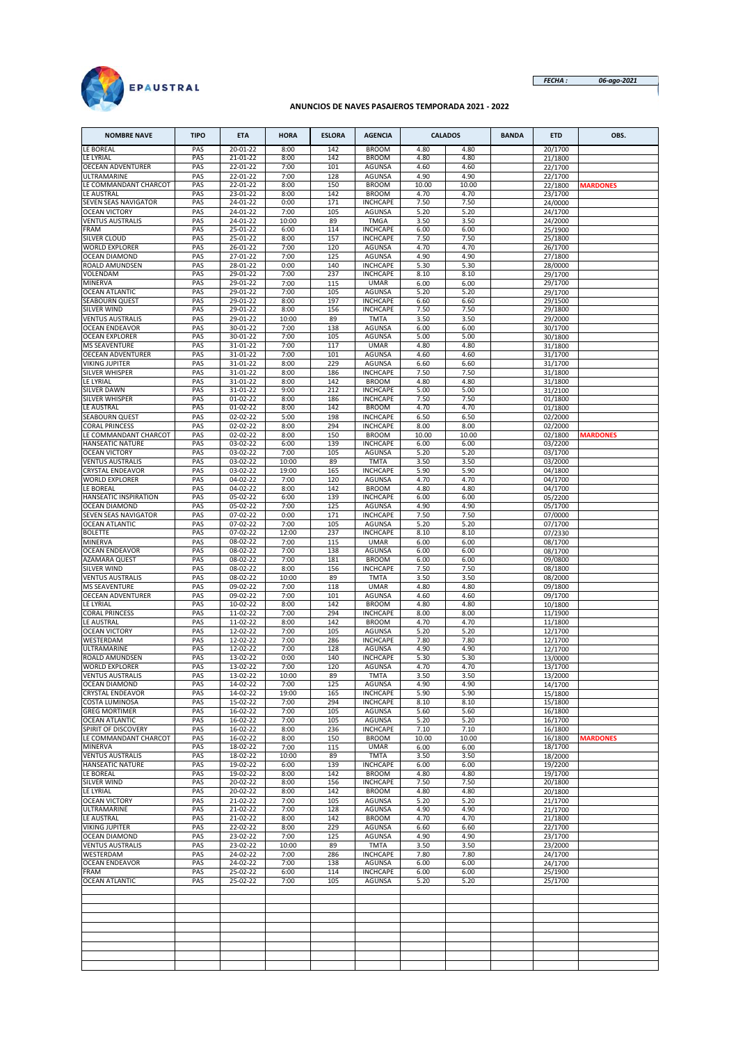EPAUSTRAL

*FECHA :* *06-ago-2021*

**ANUNCIOS DE NAVES PASAJEROS TEMPORADA 2021 - 2022**

| NOMBRE NAVE | TIPO | ETA | HORA | ESLORA | AGENCIA | CALADOS | | BANDA | ETD | OBS. |
|---|---|---|---|---|---|---|---|---|---|---|
| LE BOREAL | PAS | 20-01-22 | 8:00 | 142 | BROOM | 4.80 | 4.80 | | 20/1700 | |
| LE LYRIAL | PAS | 21-01-22 | 8:00 | 142 | BROOM | 4.80 | 4.80 | | 21/1800 | |
| OECEAN ADVENTURER | PAS | 22-01-22 | 7:00 | 101 | AGUNSA | 4.60 | 4.60 | | 22/1700 | |
| ULTRAMARINE | PAS | 22-01-22 | 7:00 | 128 | AGUNSA | 4.90 | 4.90 | | 22/1700 | |
| LE COMMANDANT CHARCOT | PAS | 22-01-22 | 8:00 | 150 | BROOM | 10.00 | 10.00 | | 22/1800 | MARDONES |
| LE AUSTRAL | PAS | 23-01-22 | 8:00 | 142 | BROOM | 4.70 | 4.70 | | 23/1700 | |
| SEVEN SEAS NAVIGATOR | PAS | 24-01-22 | 0:00 | 171 | INCHCAPE | 7.50 | 7.50 | | 24/0000 | |
| OCEAN VICTORY | PAS | 24-01-22 | 7:00 | 105 | AGUNSA | 5.20 | 5.20 | | 24/1700 | |
| VENTUS AUSTRALIS | PAS | 24-01-22 | 10:00 | 89 | TMGA | 3.50 | 3.50 | | 24/2000 | |
| FRAM | PAS | 25-01-22 | 6:00 | 114 | INCHCAPE | 6.00 | 6.00 | | 25/1900 | |
| SILVER CLOUD | PAS | 25-01-22 | 8:00 | 157 | INCHCAPE | 7.50 | 7.50 | | 25/1800 | |
| WORLD EXPLORER | PAS | 26-01-22 | 7:00 | 120 | AGUNSA | 4.70 | 4.70 | | 26/1700 | |
| OCEAN DIAMOND | PAS | 27-01-22 | 7:00 | 125 | AGUNSA | 4.90 | 4.90 | | 27/1800 | |
| ROALD AMUNDSEN | PAS | 28-01-22 | 0:00 | 140 | INCHCAPE | 5.30 | 5.30 | | 28/0000 | |
| VOLENDAM | PAS | 29-01-22 | 7:00 | 237 | INCHCAPE | 8.10 | 8.10 | | 29/1700 | |
| MINERVA | PAS | 29-01-22 | 7:00 | 115 | UMAR | 6.00 | 6.00 | | 29/1700 | |
| OCEAN ATLANTIC | PAS | 29-01-22 | 7:00 | 105 | AGUNSA | 5.20 | 5.20 | | 29/1700 | |
| SEABOURN QUEST | PAS | 29-01-22 | 8:00 | 197 | INCHCAPE | 6.60 | 6.60 | | 29/1500 | |
| SILVER WIND | PAS | 29-01-22 | 8:00 | 156 | INCHCAPE | 7.50 | 7.50 | | 29/1800 | |
| VENTUS AUSTRALIS | PAS | 29-01-22 | 10:00 | 89 | TMTA | 3.50 | 3.50 | | 29/2000 | |
| OCEAN ENDEAVOR | PAS | 30-01-22 | 7:00 | 138 | AGUNSA | 6.00 | 6.00 | | 30/1700 | |
| OCEAN EXPLORER | PAS | 30-01-22 | 7:00 | 105 | AGUNSA | 5.00 | 5.00 | | 30/1800 | |
| MS SEAVENTURE | PAS | 31-01-22 | 7:00 | 117 | UMAR | 4.80 | 4.80 | | 31/1800 | |
| OECEAN ADVENTURER | PAS | 31-01-22 | 7:00 | 101 | AGUNSA | 4.60 | 4.60 | | 31/1700 | |
| VIKING JUPITER | PAS | 31-01-22 | 8:00 | 229 | AGUNSA | 6.60 | 6.60 | | 31/1700 | |
| SILVER WHISPER | PAS | 31-01-22 | 8:00 | 186 | INCHCAPE | 7.50 | 7.50 | | 31/1800 | |
| LE LYRIAL | PAS | 31-01-22 | 8:00 | 142 | BROOM | 4.80 | 4.80 | | 31/1800 | |
| SILVER DAWN | PAS | 31-01-22 | 9:00 | 212 | INCHCAPE | 5.00 | 5.00 | | 31/2100 | |
| SILVER WHISPER | PAS | 01-02-22 | 8:00 | 186 | INCHCAPE | 7.50 | 7.50 | | 01/1800 | |
| LE AUSTRAL | PAS | 01-02-22 | 8:00 | 142 | BROOM | 4.70 | 4.70 | | 01/1800 | |
| SEABOURN QUEST | PAS | 02-02-22 | 5:00 | 198 | INCHCAPE | 6.50 | 6.50 | | 02/2000 | |
| CORAL PRINCESS | PAS | 02-02-22 | 8:00 | 294 | INCHCAPE | 8.00 | 8.00 | | 02/2000 | |
| LE COMMANDANT CHARCOT | PAS | 02-02-22 | 8:00 | 150 | BROOM | 10.00 | 10.00 | | 02/1800 | MARDONES |
| HANSEATIC NATURE | PAS | 03-02-22 | 6:00 | 139 | INCHCAPE | 6.00 | 6.00 | | 03/2200 | |
| OCEAN VICTORY | PAS | 03-02-22 | 7:00 | 105 | AGUNSA | 5.20 | 5.20 | | 03/1700 | |
| VENTUS AUSTRALIS | PAS | 03-02-22 | 10:00 | 89 | TMTA | 3.50 | 3.50 | | 03/2000 | |
| CRYSTAL ENDEAVOR | PAS | 03-02-22 | 19:00 | 165 | INCHCAPE | 5.90 | 5.90 | | 04/1800 | |
| WORLD EXPLORER | PAS | 04-02-22 | 7:00 | 120 | AGUNSA | 4.70 | 4.70 | | 04/1700 | |
| LE BOREAL | PAS | 04-02-22 | 8:00 | 142 | BROOM | 4.80 | 4.80 | | 04/1700 | |
| HANSEATIC INSPIRATION | PAS | 05-02-22 | 6:00 | 139 | INCHCAPE | 6.00 | 6.00 | | 05/2200 | |
| OCEAN DIAMOND | PAS | 05-02-22 | 7:00 | 125 | AGUNSA | 4.90 | 4.90 | | 05/1700 | |
| SEVEN SEAS NAVIGATOR | PAS | 07-02-22 | 0:00 | 171 | INCHCAPE | 7.50 | 7.50 | | 07/0000 | |
| OCEAN ATLANTIC | PAS | 07-02-22 | 7:00 | 105 | AGUNSA | 5.20 | 5.20 | | 07/1700 | |
| BOLETTE | PAS | 07-02-22 | 12:00 | 237 | INCHCAPE | 8.10 | 8.10 | | 07/2330 | |
| MINERVA | PAS | 08-02-22 | 7:00 | 115 | UMAR | 6.00 | 6.00 | | 08/1700 | |
| OCEAN ENDEAVOR | PAS | 08-02-22 | 7:00 | 138 | AGUNSA | 6.00 | 6.00 | | 08/1700 | |
| AZAMARA QUEST | PAS | 08-02-22 | 7:00 | 181 | BROOM | 6.00 | 6.00 | | 09/0800 | |
| SILVER WIND | PAS | 08-02-22 | 8:00 | 156 | INCHCAPE | 7.50 | 7.50 | | 08/1800 | |
| VENTUS AUSTRALIS | PAS | 08-02-22 | 10:00 | 89 | TMTA | 3.50 | 3.50 | | 08/2000 | |
| MS SEAVENTURE | PAS | 09-02-22 | 7:00 | 118 | UMAR | 4.80 | 4.80 | | 09/1800 | |
| OECEAN ADVENTURER | PAS | 09-02-22 | 7:00 | 101 | AGUNSA | 4.60 | 4.60 | | 09/1700 | |
| LE LYRIAL | PAS | 10-02-22 | 8:00 | 142 | BROOM | 4.80 | 4.80 | | 10/1800 | |
| CORAL PRINCESS | PAS | 11-02-22 | 7:00 | 294 | INCHCAPE | 8.00 | 8.00 | | 11/1900 | |
| LE AUSTRAL | PAS | 11-02-22 | 8:00 | 142 | BROOM | 4.70 | 4.70 | | 11/1800 | |
| OCEAN VICTORY | PAS | 12-02-22 | 7:00 | 105 | AGUNSA | 5.20 | 5.20 | | 12/1700 | |
| WESTERDAM | PAS | 12-02-22 | 7:00 | 286 | INCHCAPE | 7.80 | 7.80 | | 12/1700 | |
| ULTRAMARINE | PAS | 12-02-22 | 7:00 | 128 | AGUNSA | 4.90 | 4.90 | | 12/1700 | |
| ROALD AMUNDSEN | PAS | 13-02-22 | 0:00 | 140 | INCHCAPE | 5.30 | 5.30 | | 13/0000 | |
| WORLD EXPLORER | PAS | 13-02-22 | 7:00 | 120 | AGUNSA | 4.70 | 4.70 | | 13/1700 | |
| VENTUS AUSTRALIS | PAS | 13-02-22 | 10:00 | 89 | TMTA | 3.50 | 3.50 | | 13/2000 | |
| OCEAN DIAMOND | PAS | 14-02-22 | 7:00 | 125 | AGUNSA | 4.90 | 4.90 | | 14/1700 | |
| CRYSTAL ENDEAVOR | PAS | 14-02-22 | 19:00 | 165 | INCHCAPE | 5.90 | 5.90 | | 15/1800 | |
| COSTA LUMINOSA | PAS | 15-02-22 | 7:00 | 294 | INCHCAPE | 8.10 | 8.10 | | 15/1800 | |
| GREG MORTIMER | PAS | 16-02-22 | 7:00 | 105 | AGUNSA | 5.60 | 5.60 | | 16/1800 | |
| OCEAN ATLANTIC | PAS | 16-02-22 | 7:00 | 105 | AGUNSA | 5.20 | 5.20 | | 16/1700 | |
| SPIRIT OF DISCOVERY | PAS | 16-02-22 | 8:00 | 236 | INCHCAPE | 7.10 | 7.10 | | 16/1800 | |
| LE COMMANDANT CHARCOT | PAS | 16-02-22 | 8:00 | 150 | BROOM | 10.00 | 10.00 | | 16/1800 | MARDONES |
| MINERVA | PAS | 18-02-22 | 7:00 | 115 | UMAR | 6.00 | 6.00 | | 18/1700 | |
| VENTUS AUSTRALIS | PAS | 18-02-22 | 10:00 | 89 | TMTA | 3.50 | 3.50 | | 18/2000 | |
| HANSEATIC NATURE | PAS | 19-02-22 | 6:00 | 139 | INCHCAPE | 6.00 | 6.00 | | 19/2200 | |
| LE BOREAL | PAS | 19-02-22 | 8:00 | 142 | BROOM | 4.80 | 4.80 | | 19/1700 | |
| SILVER WIND | PAS | 20-02-22 | 8:00 | 156 | INCHCAPE | 7.50 | 7.50 | | 20/1800 | |
| LE LYRIAL | PAS | 20-02-22 | 8:00 | 142 | BROOM | 4.80 | 4.80 | | 20/1800 | |
| OCEAN VICTORY | PAS | 21-02-22 | 7:00 | 105 | AGUNSA | 5.20 | 5.20 | | 21/1700 | |
| ULTRAMARINE | PAS | 21-02-22 | 7:00 | 128 | AGUNSA | 4.90 | 4.90 | | 21/1700 | |
| LE AUSTRAL | PAS | 21-02-22 | 8:00 | 142 | BROOM | 4.70 | 4.70 | | 21/1800 | |
| VIKING JUPITER | PAS | 22-02-22 | 8:00 | 229 | AGUNSA | 6.60 | 6.60 | | 22/1700 | |
| OCEAN DIAMOND | PAS | 23-02-22 | 7:00 | 125 | AGUNSA | 4.90 | 4.90 | | 23/1700 | |
| VENTUS AUSTRALIS | PAS | 23-02-22 | 10:00 | 89 | TMTA | 3.50 | 3.50 | | 23/2000 | |
| WESTERDAM | PAS | 24-02-22 | 7:00 | 286 | INCHCAPE | 7.80 | 7.80 | | 24/1700 | |
| OCEAN ENDEAVOR | PAS | 24-02-22 | 7:00 | 138 | AGUNSA | 6.00 | 6.00 | | 24/1700 | |
| FRAM | PAS | 25-02-22 | 6:00 | 114 | INCHCAPE | 6.00 | 6.00 | | 25/1900 | |
| OCEAN ATLANTIC | PAS | 25-02-22 | 7:00 | 105 | AGUNSA | 5.20 | 5.20 | | 25/1700 | |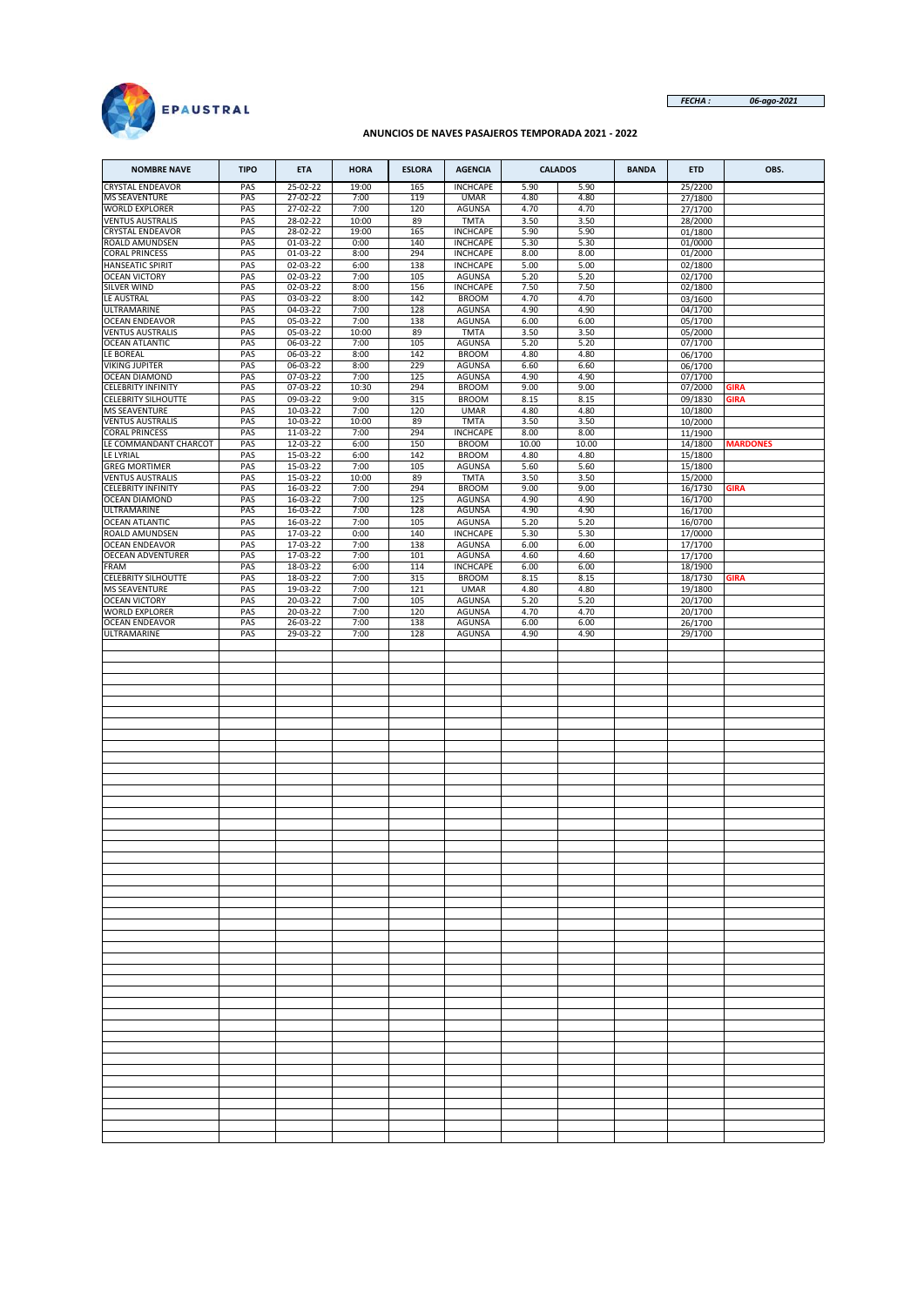EPAUSTRAL

*FECHA :* *06-ago-2021*

**ANUNCIOS DE NAVES PASAJEROS TEMPORADA 2021 - 2022**

| NOMBRE NAVE | TIPO | ETA | HORA | ESLORA | AGENCIA | CALADOS | | BANDA | ETD | OBS. |
|---|---|---|---|---|---|---|---|---|---|---|
| CRYSTAL ENDEAVOR | PAS | 25-02-22 | 19:00 | 165 | INCHCAPE | 5.90 | 5.90 | | 25/2200 | |
| MS SEAVENTURE | PAS | 27-02-22 | 7:00 | 119 | UMAR | 4.80 | 4.80 | | 27/1800 | |
| WORLD EXPLORER | PAS | 27-02-22 | 7:00 | 120 | AGUNSA | 4.70 | 4.70 | | 27/1700 | |
| VENTUS AUSTRALIS | PAS | 28-02-22 | 10:00 | 89 | TMTA | 3.50 | 3.50 | | 28/2000 | |
| CRYSTAL ENDEAVOR | PAS | 28-02-22 | 19:00 | 165 | INCHCAPE | 5.90 | 5.90 | | 01/1800 | |
| ROALD AMUNDSEN | PAS | 01-03-22 | 0:00 | 140 | INCHCAPE | 5.30 | 5.30 | | 01/0000 | |
| CORAL PRINCESS | PAS | 01-03-22 | 8:00 | 294 | INCHCAPE | 8.00 | 8.00 | | 01/2000 | |
| HANSEATIC SPIRIT | PAS | 02-03-22 | 6:00 | 138 | INCHCAPE | 5.00 | 5.00 | | 02/1800 | |
| OCEAN VICTORY | PAS | 02-03-22 | 7:00 | 105 | AGUNSA | 5.20 | 5.20 | | 02/1700 | |
| SILVER WIND | PAS | 02-03-22 | 8:00 | 156 | INCHCAPE | 7.50 | 7.50 | | 02/1800 | |
| LE AUSTRAL | PAS | 03-03-22 | 8:00 | 142 | BROOM | 4.70 | 4.70 | | 03/1600 | |
| ULTRAMARINE | PAS | 04-03-22 | 7:00 | 128 | AGUNSA | 4.90 | 4.90 | | 04/1700 | |
| OCEAN ENDEAVOR | PAS | 05-03-22 | 7:00 | 138 | AGUNSA | 6.00 | 6.00 | | 05/1700 | |
| VENTUS AUSTRALIS | PAS | 05-03-22 | 10:00 | 89 | TMTA | 3.50 | 3.50 | | 05/2000 | |
| OCEAN ATLANTIC | PAS | 06-03-22 | 7:00 | 105 | AGUNSA | 5.20 | 5.20 | | 07/1700 | |
| LE BOREAL | PAS | 06-03-22 | 8:00 | 142 | BROOM | 4.80 | 4.80 | | 06/1700 | |
| VIKING JUPITER | PAS | 06-03-22 | 8:00 | 229 | AGUNSA | 6.60 | 6.60 | | 06/1700 | |
| OCEAN DIAMOND | PAS | 07-03-22 | 7:00 | 125 | AGUNSA | 4.90 | 4.90 | | 07/1700 | |
| CELEBRITY INFINITY | PAS | 07-03-22 | 10:30 | 294 | BROOM | 9.00 | 9.00 | | 07/2000 | GIRA |
| CELEBRITY SILHOUTTE | PAS | 09-03-22 | 9:00 | 315 | BROOM | 8.15 | 8.15 | | 09/1830 | GIRA |
| MS SEAVENTURE | PAS | 10-03-22 | 7:00 | 120 | UMAR | 4.80 | 4.80 | | 10/1800 | |
| VENTUS AUSTRALIS | PAS | 10-03-22 | 10:00 | 89 | TMTA | 3.50 | 3.50 | | 10/2000 | |
| CORAL PRINCESS | PAS | 11-03-22 | 7:00 | 294 | INCHCAPE | 8.00 | 8.00 | | 11/1900 | |
| LE COMMANDANT CHARCOT | PAS | 12-03-22 | 6:00 | 150 | BROOM | 10.00 | 10.00 | | 14/1800 | MARDONES |
| LE LYRIAL | PAS | 15-03-22 | 6:00 | 142 | BROOM | 4.80 | 4.80 | | 15/1800 | |
| GREG MORTIMER | PAS | 15-03-22 | 7:00 | 105 | AGUNSA | 5.60 | 5.60 | | 15/1800 | |
| VENTUS AUSTRALIS | PAS | 15-03-22 | 10:00 | 89 | TMTA | 3.50 | 3.50 | | 15/2000 | |
| CELEBRITY INFINITY | PAS | 16-03-22 | 7:00 | 294 | BROOM | 9.00 | 9.00 | | 16/1730 | GIRA |
| OCEAN DIAMOND | PAS | 16-03-22 | 7:00 | 125 | AGUNSA | 4.90 | 4.90 | | 16/1700 | |
| ULTRAMARINE | PAS | 16-03-22 | 7:00 | 128 | AGUNSA | 4.90 | 4.90 | | 16/1700 | |
| OCEAN ATLANTIC | PAS | 16-03-22 | 7:00 | 105 | AGUNSA | 5.20 | 5.20 | | 16/0700 | |
| ROALD AMUNDSEN | PAS | 17-03-22 | 0:00 | 140 | INCHCAPE | 5.30 | 5.30 | | 17/0000 | |
| OCEAN ENDEAVOR | PAS | 17-03-22 | 7:00 | 138 | AGUNSA | 6.00 | 6.00 | | 17/1700 | |
| OECEAN ADVENTURER | PAS | 17-03-22 | 7:00 | 101 | AGUNSA | 4.60 | 4.60 | | 17/1700 | |
| FRAM | PAS | 18-03-22 | 6:00 | 114 | INCHCAPE | 6.00 | 6.00 | | 18/1900 | |
| CELEBRITY SILHOUTTE | PAS | 18-03-22 | 7:00 | 315 | BROOM | 8.15 | 8.15 | | 18/1730 | GIRA |
| MS SEAVENTURE | PAS | 19-03-22 | 7:00 | 121 | UMAR | 4.80 | 4.80 | | 19/1800 | |
| OCEAN VICTORY | PAS | 20-03-22 | 7:00 | 105 | AGUNSA | 5.20 | 5.20 | | 20/1700 | |
| WORLD EXPLORER | PAS | 20-03-22 | 7:00 | 120 | AGUNSA | 4.70 | 4.70 | | 20/1700 | |
| OCEAN ENDEAVOR | PAS | 26-03-22 | 7:00 | 138 | AGUNSA | 6.00 | 6.00 | | 26/1700 | |
| ULTRAMARINE | PAS | 29-03-22 | 7:00 | 128 | AGUNSA | 4.90 | 4.90 | | 29/1700 | |